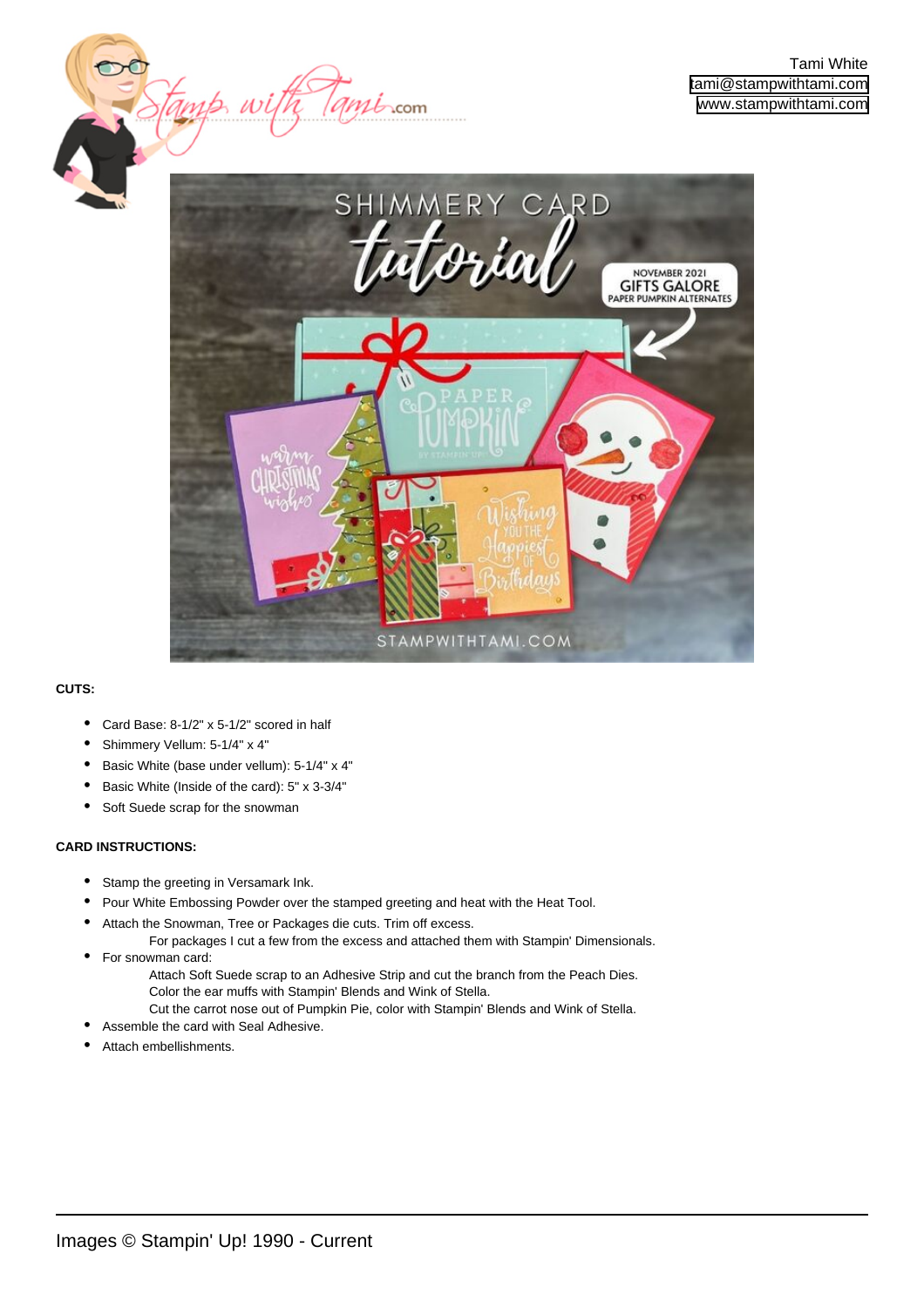Tami White
tami@stampwithtami.com
www.stampwithtami.com

**CUTS:**

- Card Base: 8-1/2" x 5-1/2" scored in half
- Shimmery Vellum: 5-1/4" x 4"
- Basic White (base under vellum): 5-1/4" x 4"
- Basic White (Inside of the card): 5" x 3-3/4"
- Soft Suede scrap for the snowman

**CARD INSTRUCTIONS:**

- Stamp the greeting in Versamark Ink.
- Pour White Embossing Powder over the stamped greeting and heat with the Heat Tool.
- Attach the Snowman, Tree or Packages die cuts. Trim off excess.
  For packages I cut a few from the excess and attached them with Stampin' Dimensionals.
- For snowman card:
  Attach Soft Suede scrap to an Adhesive Strip and cut the branch from the Peach Dies.
  Color the ear muffs with Stampin' Blends and Wink of Stella.
  Cut the carrot nose out of Pumpkin Pie, color with Stampin' Blends and Wink of Stella.
- Assemble the card with Seal Adhesive.
- Attach embellishments.

Images © Stampin' Up! 1990 - Current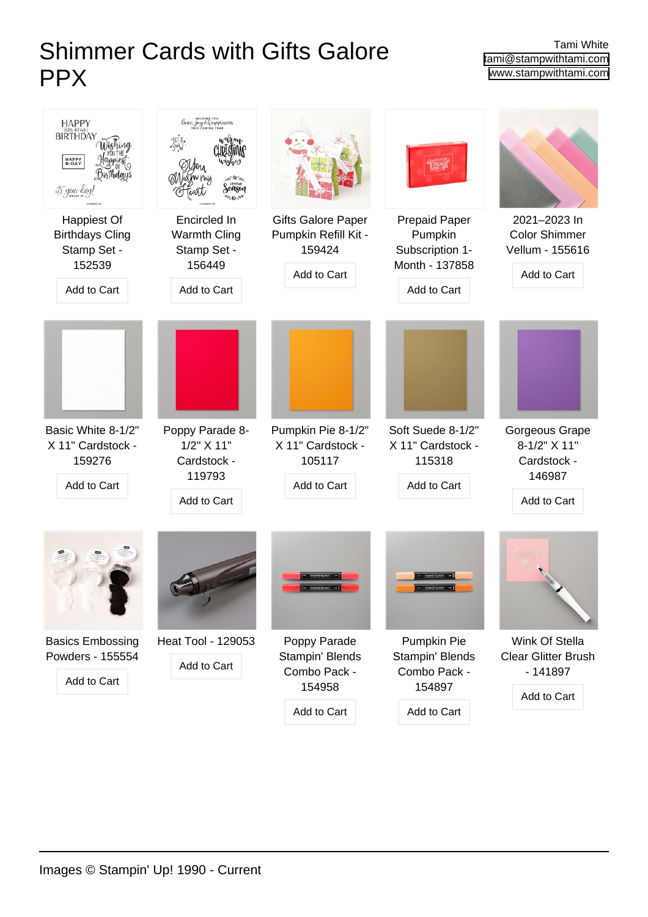# Shimmer Cards with Gifts Galore PPX

Tami White
tami@stampwithtami.com
www.stampwithtami.com

Happiest Of Birthdays Cling Stamp Set - 152539

Add to Cart

Encircled In Warmth Cling Stamp Set - 156449

Add to Cart

Gifts Galore Paper Pumpkin Refill Kit - 159424

Add to Cart

Prepaid Paper Pumpkin Subscription 1-Month - 137858

Add to Cart

2021–2023 In Color Shimmer Vellum - 155616

Add to Cart

Basic White 8-1/2" X 11" Cardstock - 159276

Add to Cart

Poppy Parade 8-1/2" X 11" Cardstock - 119793

Add to Cart

Pumpkin Pie 8-1/2" X 11" Cardstock - 105117

Add to Cart

Soft Suede 8-1/2" X 11" Cardstock - 115318

Add to Cart

Gorgeous Grape 8-1/2" X 11" Cardstock - 146987

Add to Cart

Basics Embossing Powders - 155554

Add to Cart

Heat Tool - 129053

Add to Cart

Poppy Parade Stampin' Blends Combo Pack - 154958

Add to Cart

Pumpkin Pie Stampin' Blends Combo Pack - 154897

Add to Cart

Wink Of Stella Clear Glitter Brush - 141897

Add to Cart

Images © Stampin' Up! 1990 - Current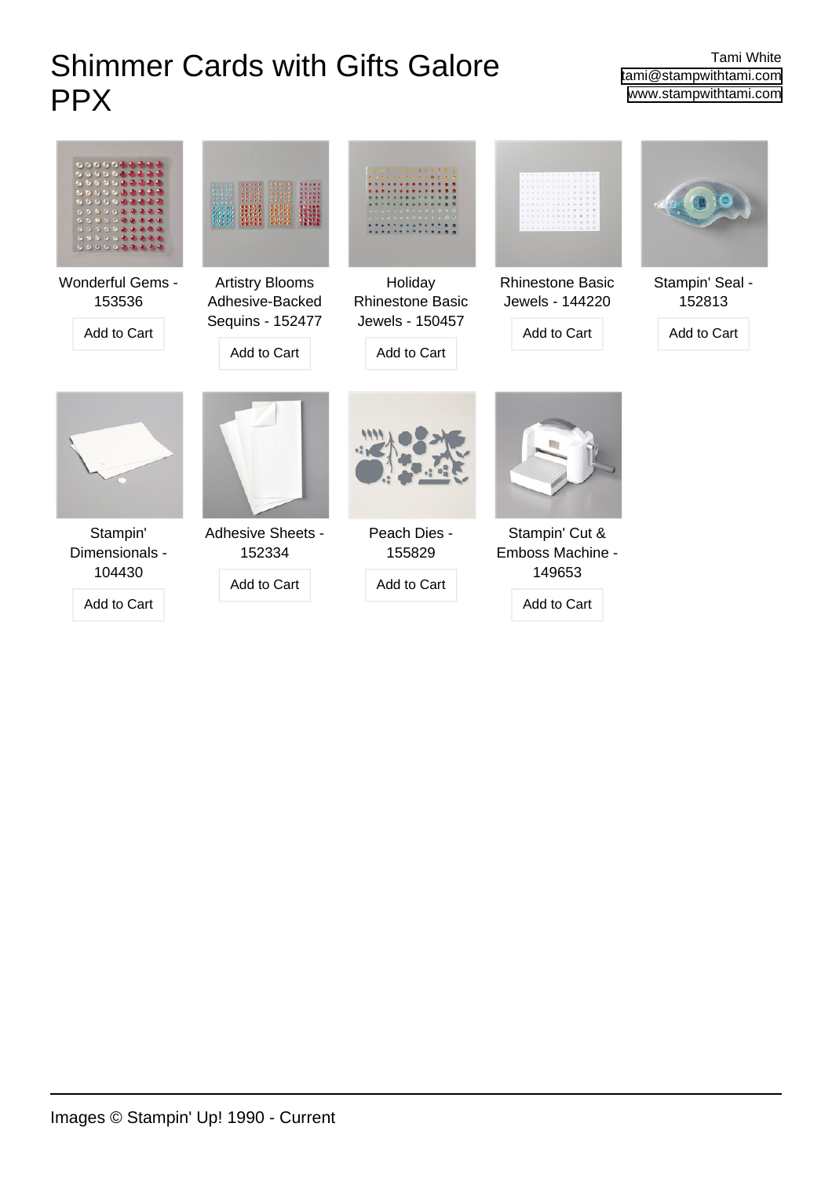# Shimmer Cards with Gifts Galore PPX

Tami White
tami@stampwithtami.com
www.stampwithtami.com

Wonderful Gems - 153536

Add to Cart

Artistry Blooms Adhesive-Backed Sequins - 152477

Add to Cart

Holiday Rhinestone Basic Jewels - 150457

Add to Cart

Rhinestone Basic Jewels - 144220

Add to Cart

Stampin' Seal - 152813

Add to Cart

Stampin' Dimensionals - 104430

Add to Cart

Adhesive Sheets - 152334

Add to Cart

Peach Dies - 155829

Add to Cart

Stampin' Cut & Emboss Machine - 149653

Add to Cart

Images © Stampin' Up! 1990 - Current